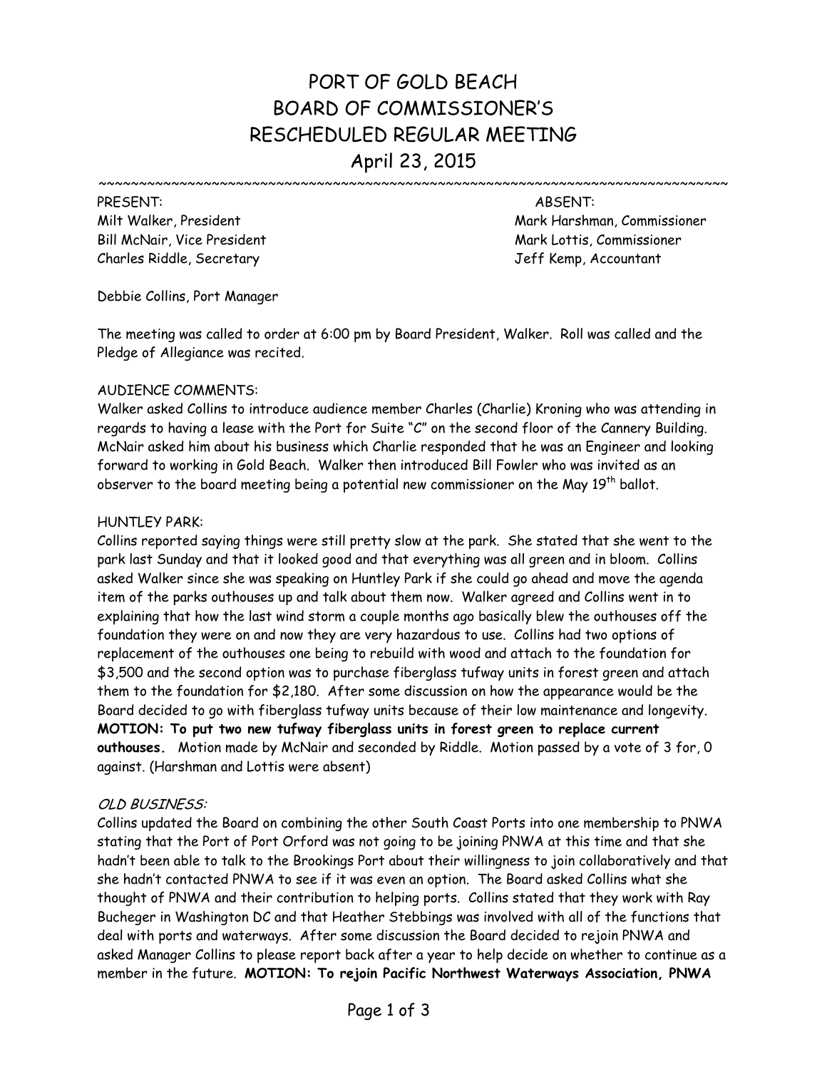# PORT OF GOLD BEACH
# BOARD OF COMMISSIONER'S
# RESCHEDULED REGULAR MEETING
# April 23, 2015

~~~~~~~~~~~~~~~~~~~~~~~~~~~~~~~~~~~~~~~~~~~~~~~~~~~~~~~~~~~~~~~~~~~~~~~~~~~~~~~~

| PRESENT: | ABSENT: |
|---|---|
| Milt Walker, President | Mark Harshman, Commissioner |
| Bill McNair, Vice President | Mark Lottis, Commissioner |
| Charles Riddle, Secretary | Jeff Kemp, Accountant |

Debbie Collins, Port Manager

The meeting was called to order at 6:00 pm by Board President, Walker. Roll was called and the Pledge of Allegiance was recited.

AUDIENCE COMMENTS:
Walker asked Collins to introduce audience member Charles (Charlie) Kroning who was attending in regards to having a lease with the Port for Suite "C" on the second floor of the Cannery Building. McNair asked him about his business which Charlie responded that he was an Engineer and looking forward to working in Gold Beach. Walker then introduced Bill Fowler who was invited as an observer to the board meeting being a potential new commissioner on the May 19th ballot.

HUNTLEY PARK:
Collins reported saying things were still pretty slow at the park. She stated that she went to the park last Sunday and that it looked good and that everything was all green and in bloom. Collins asked Walker since she was speaking on Huntley Park if she could go ahead and move the agenda item of the parks outhouses up and talk about them now. Walker agreed and Collins went in to explaining that how the last wind storm a couple months ago basically blew the outhouses off the foundation they were on and now they are very hazardous to use. Collins had two options of replacement of the outhouses one being to rebuild with wood and attach to the foundation for $3,500 and the second option was to purchase fiberglass tufway units in forest green and attach them to the foundation for $2,180. After some discussion on how the appearance would be the Board decided to go with fiberglass tufway units because of their low maintenance and longevity. **MOTION: To put two new tufway fiberglass units in forest green to replace current outhouses.** Motion made by McNair and seconded by Riddle. Motion passed by a vote of 3 for, 0 against. (Harshman and Lottis were absent)

*OLD BUSINESS:*
Collins updated the Board on combining the other South Coast Ports into one membership to PNWA stating that the Port of Port Orford was not going to be joining PNWA at this time and that she hadn't been able to talk to the Brookings Port about their willingness to join collaboratively and that she hadn't contacted PNWA to see if it was even an option. The Board asked Collins what she thought of PNWA and their contribution to helping ports. Collins stated that they work with Ray Bucheger in Washington DC and that Heather Stebbings was involved with all of the functions that deal with ports and waterways. After some discussion the Board decided to rejoin PNWA and asked Manager Collins to please report back after a year to help decide on whether to continue as a member in the future. **MOTION: To rejoin Pacific Northwest Waterways Association, PNWA**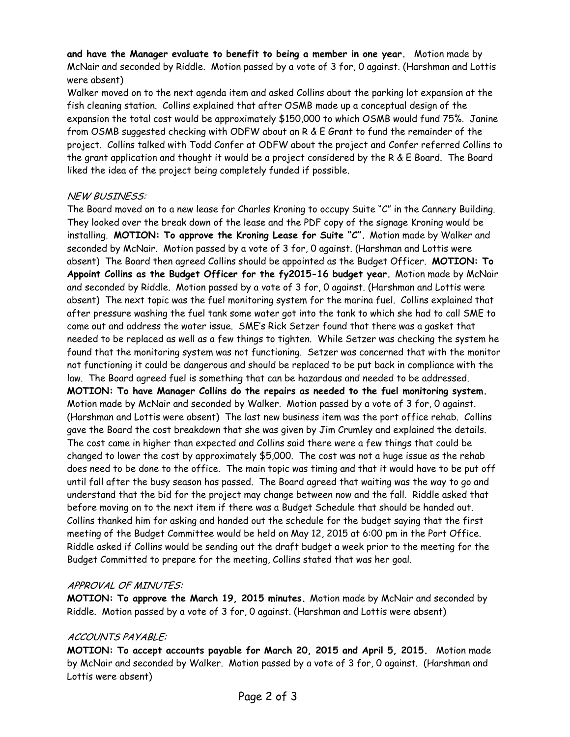**and have the Manager evaluate to benefit to being a member in one year.** Motion made by McNair and seconded by Riddle. Motion passed by a vote of 3 for, 0 against. (Harshman and Lottis were absent)

Walker moved on to the next agenda item and asked Collins about the parking lot expansion at the fish cleaning station. Collins explained that after OSMB made up a conceptual design of the expansion the total cost would be approximately $150,000 to which OSMB would fund 75%. Janine from OSMB suggested checking with ODFW about an R & E Grant to fund the remainder of the project. Collins talked with Todd Confer at ODFW about the project and Confer referred Collins to the grant application and thought it would be a project considered by the R & E Board. The Board liked the idea of the project being completely funded if possible.

*NEW BUSINESS:*

The Board moved on to a new lease for Charles Kroning to occupy Suite "C" in the Cannery Building. They looked over the break down of the lease and the PDF copy of the signage Kroning would be installing. **MOTION: To approve the Kroning Lease for Suite "C".** Motion made by Walker and seconded by McNair. Motion passed by a vote of 3 for, 0 against. (Harshman and Lottis were absent) The Board then agreed Collins should be appointed as the Budget Officer. **MOTION: To Appoint Collins as the Budget Officer for the fy2015-16 budget year.** Motion made by McNair and seconded by Riddle. Motion passed by a vote of 3 for, 0 against. (Harshman and Lottis were absent) The next topic was the fuel monitoring system for the marina fuel. Collins explained that after pressure washing the fuel tank some water got into the tank to which she had to call SME to come out and address the water issue. SME's Rick Setzer found that there was a gasket that needed to be replaced as well as a few things to tighten. While Setzer was checking the system he found that the monitoring system was not functioning. Setzer was concerned that with the monitor not functioning it could be dangerous and should be replaced to be put back in compliance with the law. The Board agreed fuel is something that can be hazardous and needed to be addressed. **MOTION: To have Manager Collins do the repairs as needed to the fuel monitoring system.** Motion made by McNair and seconded by Walker. Motion passed by a vote of 3 for, 0 against. (Harshman and Lottis were absent) The last new business item was the port office rehab. Collins gave the Board the cost breakdown that she was given by Jim Crumley and explained the details. The cost came in higher than expected and Collins said there were a few things that could be changed to lower the cost by approximately $5,000. The cost was not a huge issue as the rehab does need to be done to the office. The main topic was timing and that it would have to be put off until fall after the busy season has passed. The Board agreed that waiting was the way to go and understand that the bid for the project may change between now and the fall. Riddle asked that before moving on to the next item if there was a Budget Schedule that should be handed out. Collins thanked him for asking and handed out the schedule for the budget saying that the first meeting of the Budget Committee would be held on May 12, 2015 at 6:00 pm in the Port Office. Riddle asked if Collins would be sending out the draft budget a week prior to the meeting for the Budget Committed to prepare for the meeting, Collins stated that was her goal.

*APPROVAL OF MINUTES:*

**MOTION: To approve the March 19, 2015 minutes.** Motion made by McNair and seconded by Riddle. Motion passed by a vote of 3 for, 0 against. (Harshman and Lottis were absent)

*ACCOUNTS PAYABLE:*

**MOTION: To accept accounts payable for March 20, 2015 and April 5, 2015.** Motion made by McNair and seconded by Walker. Motion passed by a vote of 3 for, 0 against. (Harshman and Lottis were absent)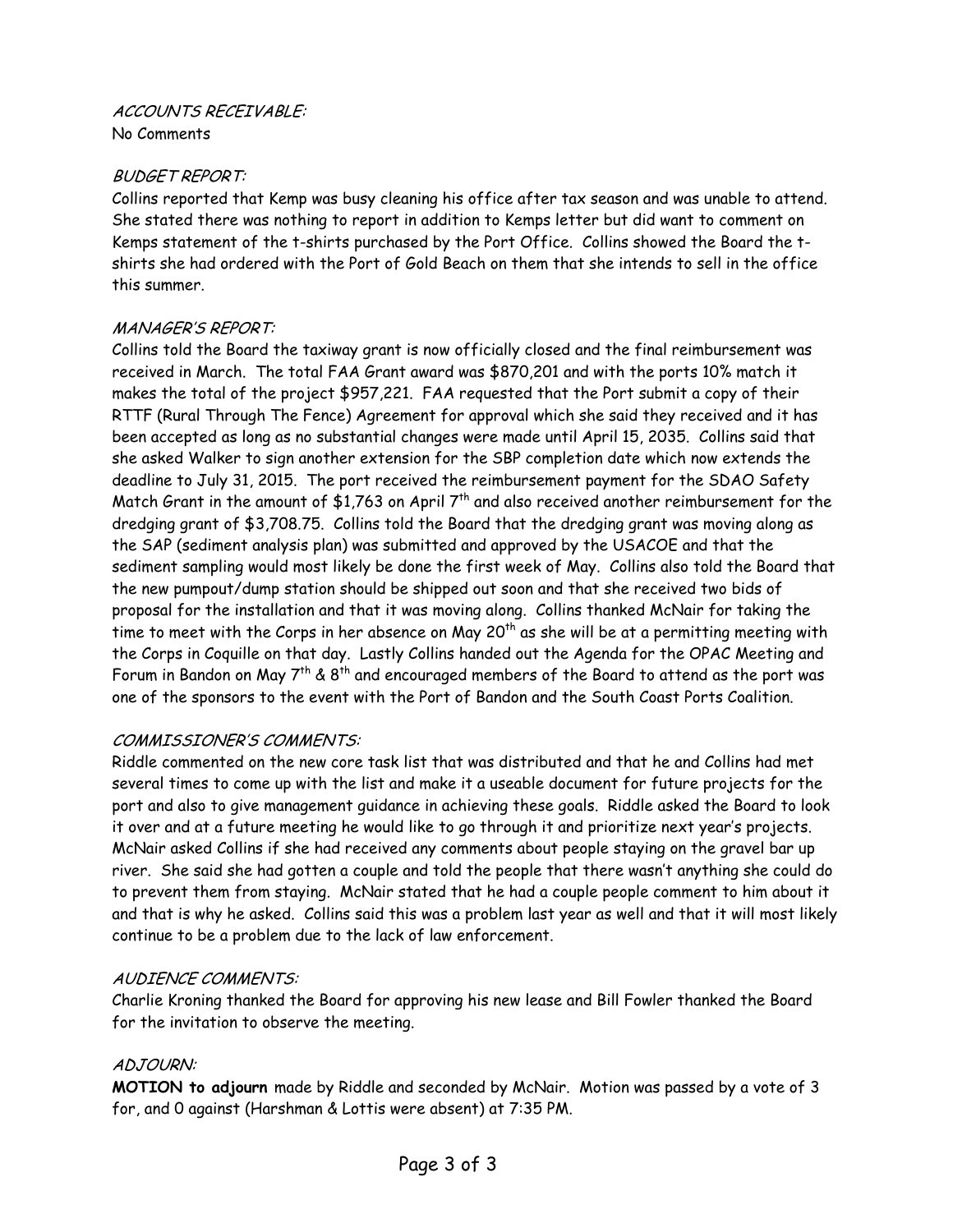*ACCOUNTS RECEIVABLE:*
No Comments

*BUDGET REPORT:*
Collins reported that Kemp was busy cleaning his office after tax season and was unable to attend. She stated there was nothing to report in addition to Kemps letter but did want to comment on Kemps statement of the t-shirts purchased by the Port Office. Collins showed the Board the t-shirts she had ordered with the Port of Gold Beach on them that she intends to sell in the office this summer.

*MANAGER'S REPORT:*
Collins told the Board the taxiway grant is now officially closed and the final reimbursement was received in March. The total FAA Grant award was $870,201 and with the ports 10% match it makes the total of the project $957,221. FAA requested that the Port submit a copy of their RTTF (Rural Through The Fence) Agreement for approval which she said they received and it has been accepted as long as no substantial changes were made until April 15, 2035. Collins said that she asked Walker to sign another extension for the SBP completion date which now extends the deadline to July 31, 2015. The port received the reimbursement payment for the SDAO Safety Match Grant in the amount of $1,763 on April 7th and also received another reimbursement for the dredging grant of $3,708.75. Collins told the Board that the dredging grant was moving along as the SAP (sediment analysis plan) was submitted and approved by the USACOE and that the sediment sampling would most likely be done the first week of May. Collins also told the Board that the new pumpout/dump station should be shipped out soon and that she received two bids of proposal for the installation and that it was moving along. Collins thanked McNair for taking the time to meet with the Corps in her absence on May 20th as she will be at a permitting meeting with the Corps in Coquille on that day. Lastly Collins handed out the Agenda for the OPAC Meeting and Forum in Bandon on May 7th & 8th and encouraged members of the Board to attend as the port was one of the sponsors to the event with the Port of Bandon and the South Coast Ports Coalition.

*COMMISSIONER'S COMMENTS:*
Riddle commented on the new core task list that was distributed and that he and Collins had met several times to come up with the list and make it a useable document for future projects for the port and also to give management guidance in achieving these goals. Riddle asked the Board to look it over and at a future meeting he would like to go through it and prioritize next year's projects. McNair asked Collins if she had received any comments about people staying on the gravel bar up river. She said she had gotten a couple and told the people that there wasn't anything she could do to prevent them from staying. McNair stated that he had a couple people comment to him about it and that is why he asked. Collins said this was a problem last year as well and that it will most likely continue to be a problem due to the lack of law enforcement.

*AUDIENCE COMMENTS:*
Charlie Kroning thanked the Board for approving his new lease and Bill Fowler thanked the Board for the invitation to observe the meeting.

*ADJOURN:*
**MOTION to adjourn** made by Riddle and seconded by McNair. Motion was passed by a vote of 3 for, and 0 against (Harshman & Lottis were absent) at 7:35 PM.